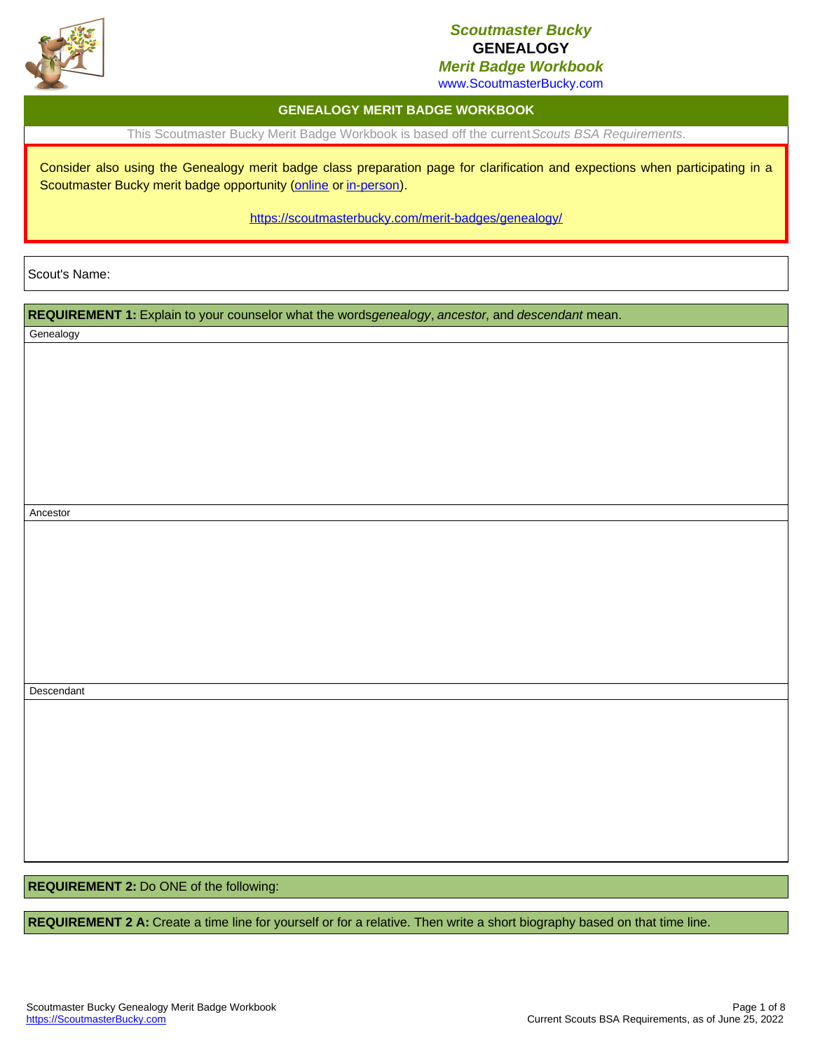**Scoutmaster Bucky**
**GENEALOGY**
**Merit Badge Workbook**
www.ScoutmasterBucky.com

## GENEALOGY MERIT BADGE WORKBOOK

This Scoutmaster Bucky Merit Badge Workbook is based off the current *Scouts BSA Requirements*.

Consider also using the Genealogy merit badge class preparation page for clarification and expections when participating in a Scoutmaster Bucky merit badge opportunity (online or in-person).

https://scoutmasterbucky.com/merit-badges/genealogy/

Scout's Name:

**REQUIREMENT 1:** Explain to your counselor what the words *genealogy*, *ancestor*, and *descendant* mean.

Genealogy

Ancestor

Descendant

**REQUIREMENT 2:** Do ONE of the following:

**REQUIREMENT 2 A:** Create a time line for yourself or for a relative. Then write a short biography based on that time line.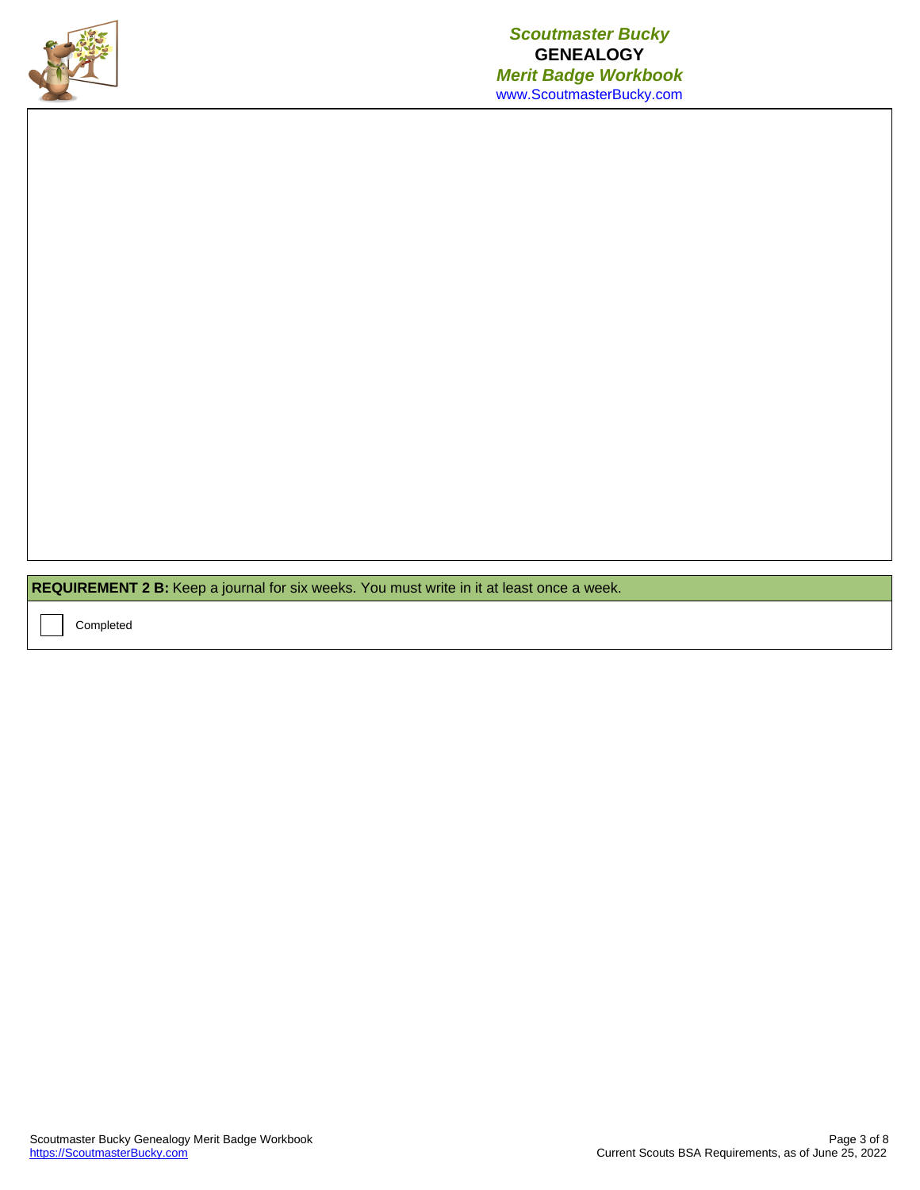**REQUIREMENT 2 B:** Keep a journal for six weeks. You must write in it at least once a week.

☐ Completed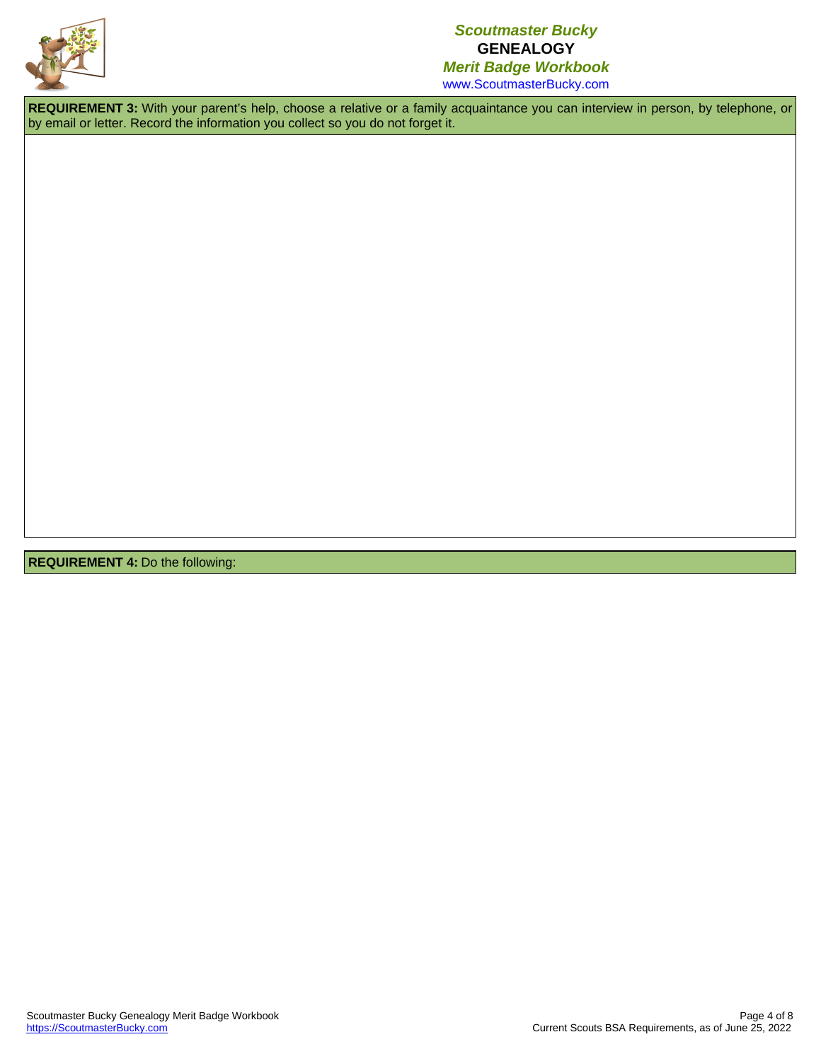**REQUIREMENT 3:** With your parent's help, choose a relative or a family acquaintance you can interview in person, by telephone, or by email or letter. Record the information you collect so you do not forget it.

**REQUIREMENT 4:** Do the following: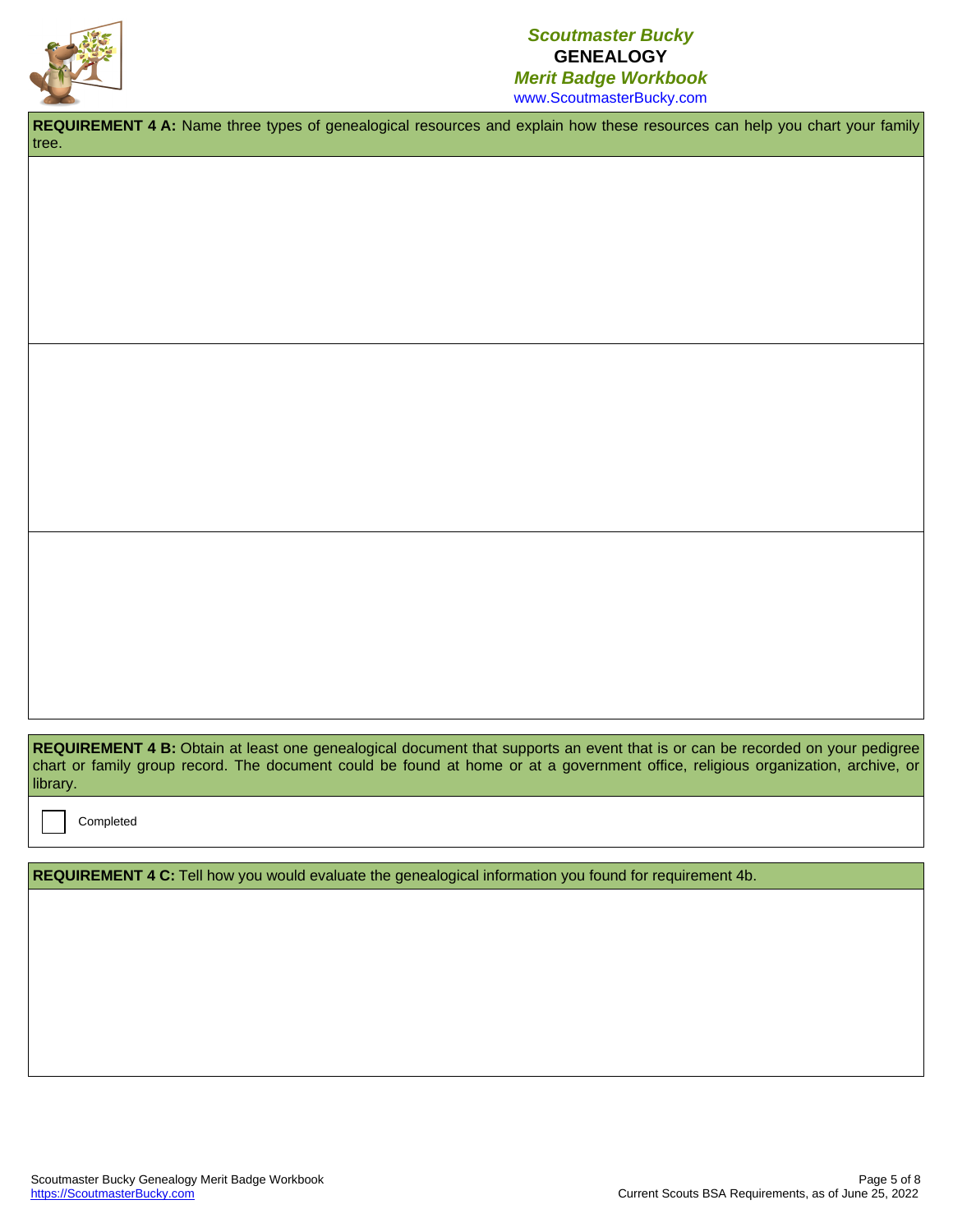**REQUIREMENT 4 A:** Name three types of genealogical resources and explain how these resources can help you chart your family tree.

**REQUIREMENT 4 B:** Obtain at least one genealogical document that supports an event that is or can be recorded on your pedigree chart or family group record. The document could be found at home or at a government office, religious organization, archive, or library.

☐ Completed

**REQUIREMENT 4 C:** Tell how you would evaluate the genealogical information you found for requirement 4b.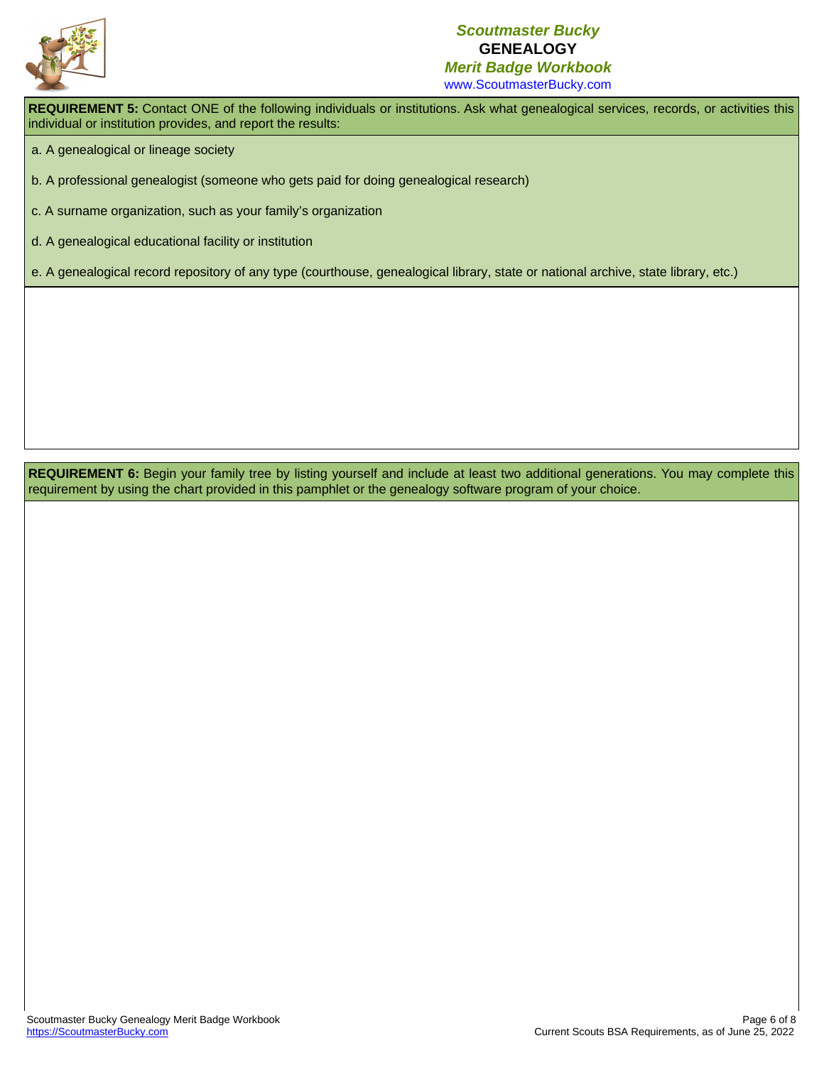**REQUIREMENT 5:** Contact ONE of the following individuals or institutions. Ask what genealogical services, records, or activities this individual or institution provides, and report the results:

a. A genealogical or lineage society

b. A professional genealogist (someone who gets paid for doing genealogical research)

c. A surname organization, such as your family's organization

d. A genealogical educational facility or institution

e. A genealogical record repository of any type (courthouse, genealogical library, state or national archive, state library, etc.)

**REQUIREMENT 6:** Begin your family tree by listing yourself and include at least two additional generations. You may complete this requirement by using the chart provided in this pamphlet or the genealogy software program of your choice.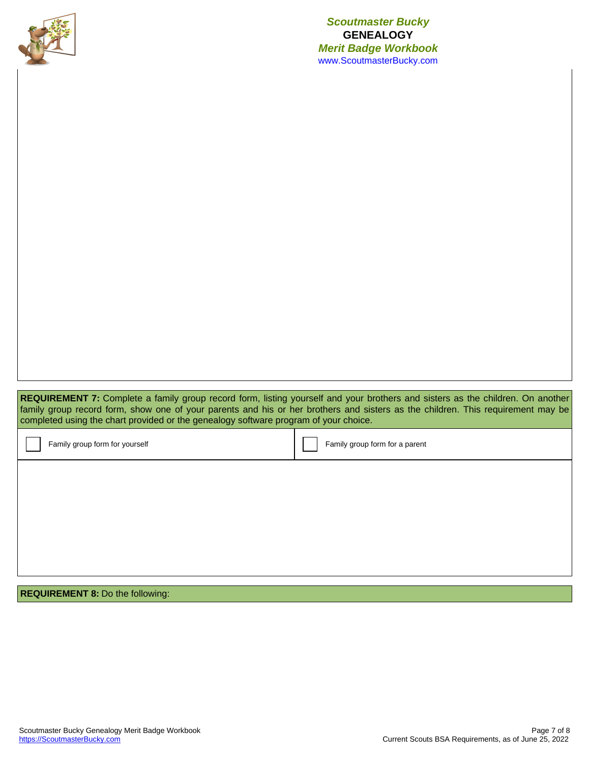**REQUIREMENT 7:** Complete a family group record form, listing yourself and your brothers and sisters as the children. On another family group record form, show one of your parents and his or her brothers and sisters as the children. This requirement may be completed using the chart provided or the genealogy software program of your choice.

| ☐ Family group form for yourself | ☐ Family group form for a parent |
| --- | --- |

**REQUIREMENT 8:** Do the following: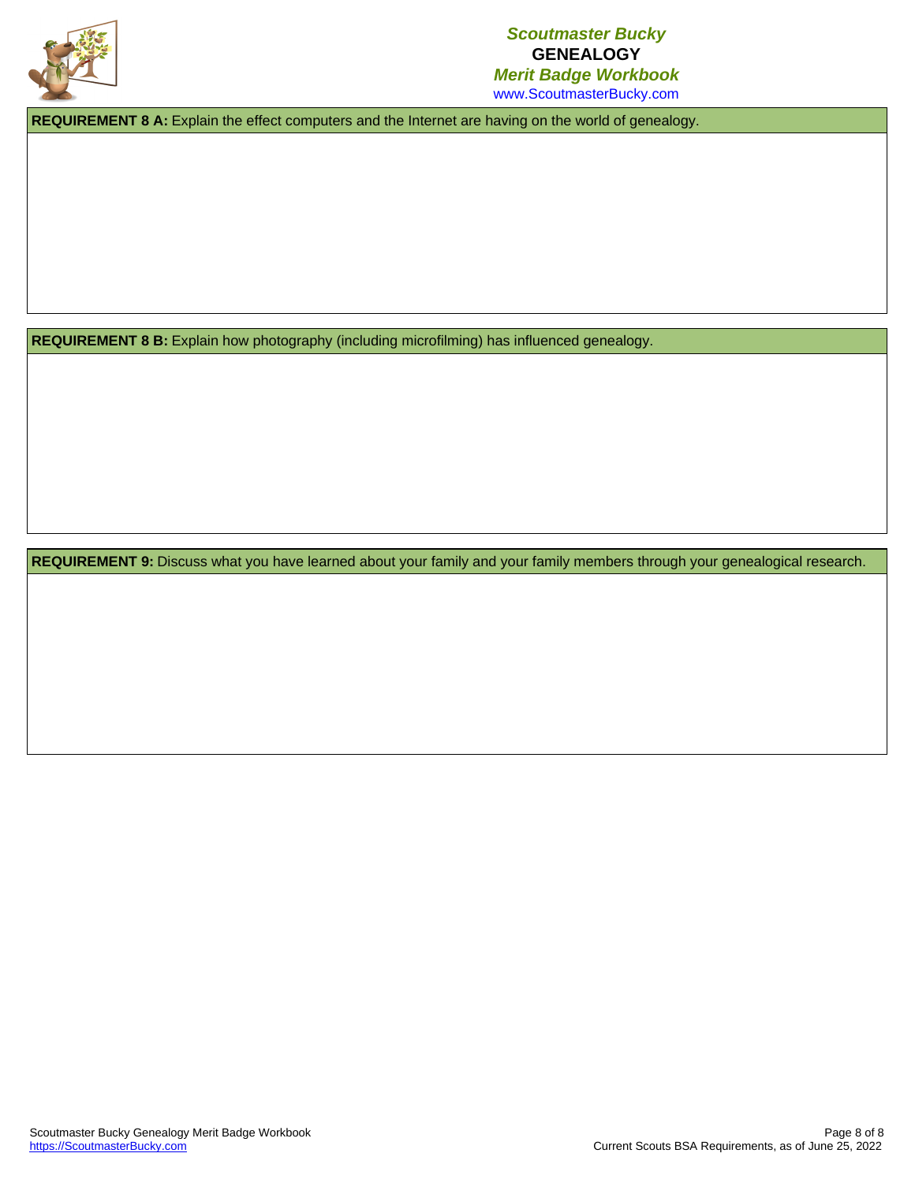**REQUIREMENT 8 A:** Explain the effect computers and the Internet are having on the world of genealogy.

**REQUIREMENT 8 B:** Explain how photography (including microfilming) has influenced genealogy.

**REQUIREMENT 9:** Discuss what you have learned about your family and your family members through your genealogical research.